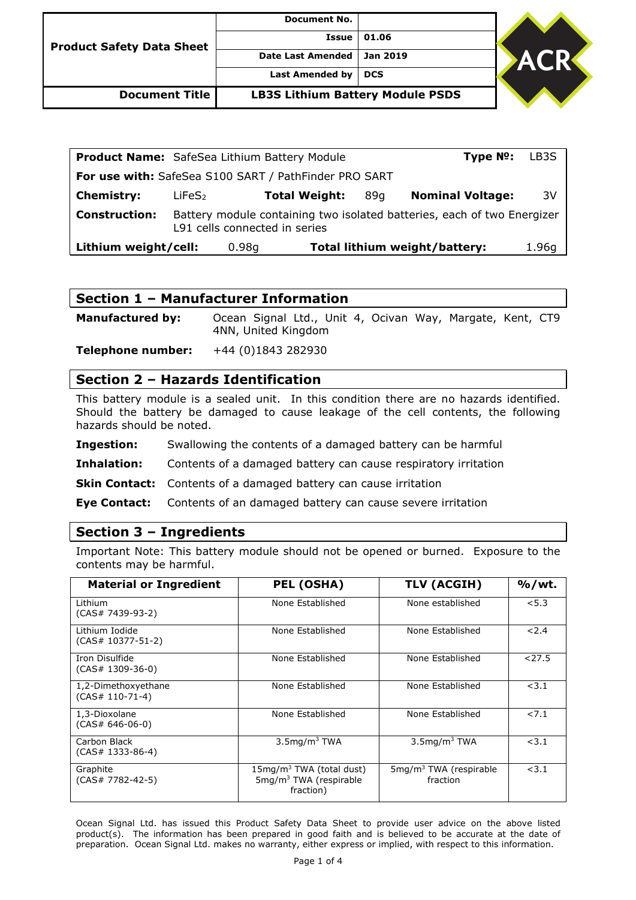| Product Safety Data Sheet | Document No. | |
|---|---|---|
| | Issue | 01.06 |
| | Date Last Amended | Jan 2019 |
| | Last Amended by | DCS |
| **Document Title** | **LB3S Lithium Battery Module PSDS** | |

**Product Name:** SafeSea Lithium Battery Module **Type №:** LB3S

**For use with:** SafeSea S100 SART / PathFinder PRO SART

**Chemistry:** $LiFeS_2$ **Total Weight:** 89g **Nominal Voltage:** 3V

**Construction:** Battery module containing two isolated batteries, each of two Energizer L91 cells connected in series

**Lithium weight/cell:** 0.98g **Total lithium weight/battery:** 1.96g

## Section 1 – Manufacturer Information

**Manufactured by:** Ocean Signal Ltd., Unit 4, Ocivan Way, Margate, Kent, CT9 4NN, United Kingdom

**Telephone number:** +44 (0)1843 282930

## Section 2 – Hazards Identification

This battery module is a sealed unit. In this condition there are no hazards identified. Should the battery be damaged to cause leakage of the cell contents, the following hazards should be noted.

**Ingestion:** Swallowing the contents of a damaged battery can be harmful

**Inhalation:** Contents of a damaged battery can cause respiratory irritation

**Skin Contact:** Contents of a damaged battery can cause irritation

**Eye Contact:** Contents of an damaged battery can cause severe irritation

## Section 3 – Ingredients

Important Note: This battery module should not be opened or burned. Exposure to the contents may be harmful.

| Material or Ingredient | PEL (OSHA) | TLV (ACGIH) | %/wt. |
|---|---|---|---|
| Lithium (CAS# 7439-93-2) | None Established | None established | <5.3 |
| Lithium Iodide (CAS# 10377-51-2) | None Established | None Established | <2.4 |
| Iron Disulfide (CAS# 1309-36-0) | None Established | None Established | <27.5 |
| 1,2-Dimethoxyethane (CAS# 110-71-4) | None Established | None Established | <3.1 |
| 1,3-Dioxolane (CAS# 646-06-0) | None Established | None Established | <7.1 |
| Carbon Black (CAS# 1333-86-4) | 3.5mg/m$^3$ TWA | 3.5mg/m$^3$ TWA | <3.1 |
| Graphite (CAS# 7782-42-5) | 15mg/m$^3$ TWA (total dust) 5mg/m$^3$ TWA (respirable fraction) | 5mg/m$^3$ TWA (respirable fraction | <3.1 |

Ocean Signal Ltd. has issued this Product Safety Data Sheet to provide user advice on the above listed product(s). The information has been prepared in good faith and is believed to be accurate at the date of preparation. Ocean Signal Ltd. makes no warranty, either express or implied, with respect to this information.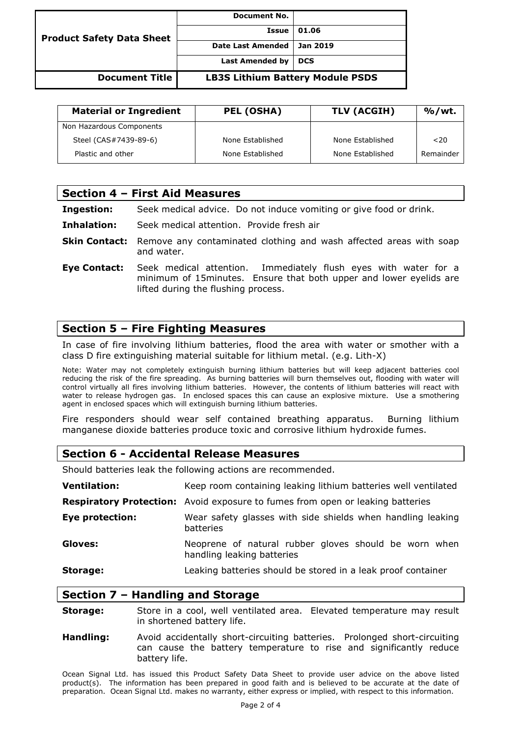| Product Safety Data Sheet | Document No. | |
|---|---|---|
| | Issue | 01.06 |
| | Date Last Amended | Jan 2019 |
| | Last Amended by | DCS |
| Document Title | LB3S Lithium Battery Module PSDS | |

| Material or Ingredient | PEL (OSHA) | TLV (ACGIH) | %/wt. |
|---|---|---|---|
| Non Hazardous Components | | | |
| Steel (CAS#7439-89-6) | None Established | None Established | <20 |
| Plastic and other | None Established | None Established | Remainder |

## Section 4 – First Aid Measures

**Ingestion:** Seek medical advice. Do not induce vomiting or give food or drink.

**Inhalation:** Seek medical attention. Provide fresh air

**Skin Contact:** Remove any contaminated clothing and wash affected areas with soap and water.

**Eye Contact:** Seek medical attention. Immediately flush eyes with water for a minimum of 15minutes. Ensure that both upper and lower eyelids are lifted during the flushing process.

## Section 5 – Fire Fighting Measures

In case of fire involving lithium batteries, flood the area with water or smother with a class D fire extinguishing material suitable for lithium metal. (e.g. Lith-X)

Note: Water may not completely extinguish burning lithium batteries but will keep adjacent batteries cool reducing the risk of the fire spreading. As burning batteries will burn themselves out, flooding with water will control virtually all fires involving lithium batteries. However, the contents of lithium batteries will react with water to release hydrogen gas. In enclosed spaces this can cause an explosive mixture. Use a smothering agent in enclosed spaces which will extinguish burning lithium batteries.

Fire responders should wear self contained breathing apparatus. Burning lithium manganese dioxide batteries produce toxic and corrosive lithium hydroxide fumes.

## Section 6 - Accidental Release Measures

Should batteries leak the following actions are recommended.

**Ventilation:** Keep room containing leaking lithium batteries well ventilated

**Respiratory Protection:** Avoid exposure to fumes from open or leaking batteries

**Eye protection:** Wear safety glasses with side shields when handling leaking batteries

**Gloves:** Neoprene of natural rubber gloves should be worn when handling leaking batteries

**Storage:** Leaking batteries should be stored in a leak proof container

## Section 7 – Handling and Storage

**Storage:** Store in a cool, well ventilated area. Elevated temperature may result in shortened battery life.

**Handling:** Avoid accidentally short-circuiting batteries. Prolonged short-circuiting can cause the battery temperature to rise and significantly reduce battery life.

Ocean Signal Ltd. has issued this Product Safety Data Sheet to provide user advice on the above listed product(s). The information has been prepared in good faith and is believed to be accurate at the date of preparation. Ocean Signal Ltd. makes no warranty, either express or implied, with respect to this information.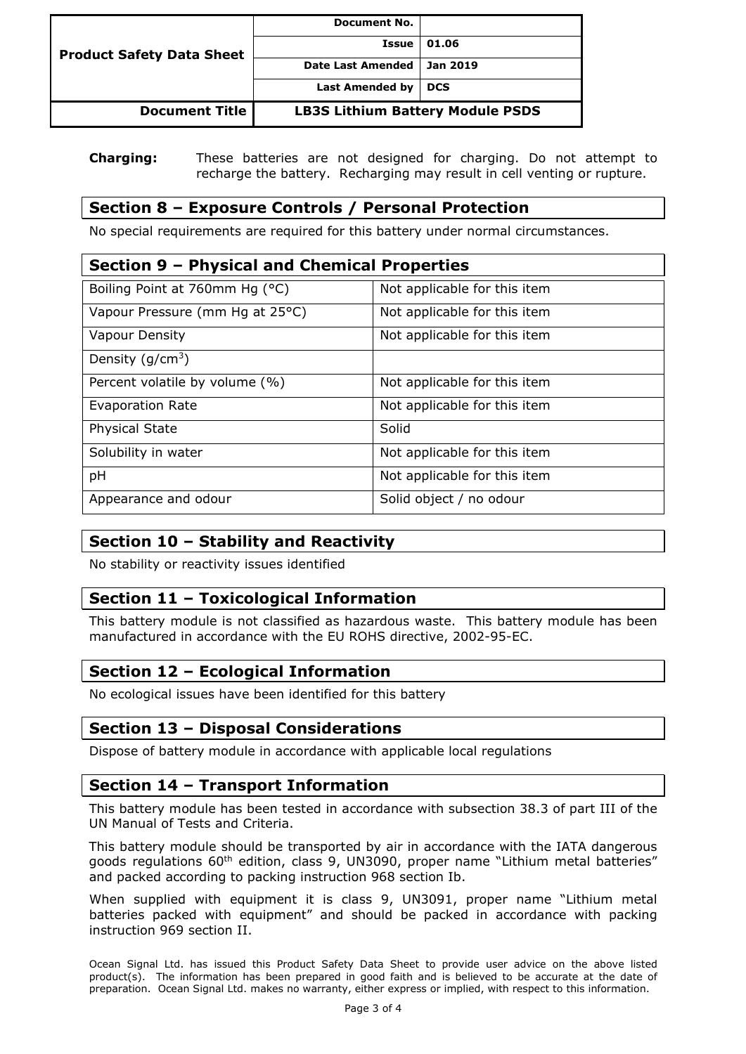**Charging:** These batteries are not designed for charging. Do not attempt to recharge the battery. Recharging may result in cell venting or rupture.

## Section 8 – Exposure Controls / Personal Protection

No special requirements are required for this battery under normal circumstances.

## Section 9 – Physical and Chemical Properties

| Property | Value |
|---|---|
| Boiling Point at 760mm Hg (°C) | Not applicable for this item |
| Vapour Pressure (mm Hg at 25°C) | Not applicable for this item |
| Vapour Density | Not applicable for this item |
| Density (g/cm$^3$) | |
| Percent volatile by volume (%) | Not applicable for this item |
| Evaporation Rate | Not applicable for this item |
| Physical State | Solid |
| Solubility in water | Not applicable for this item |
| pH | Not applicable for this item |
| Appearance and odour | Solid object / no odour |

## Section 10 – Stability and Reactivity

No stability or reactivity issues identified

## Section 11 – Toxicological Information

This battery module is not classified as hazardous waste. This battery module has been manufactured in accordance with the EU ROHS directive, 2002-95-EC.

## Section 12 – Ecological Information

No ecological issues have been identified for this battery

## Section 13 – Disposal Considerations

Dispose of battery module in accordance with applicable local regulations

## Section 14 – Transport Information

This battery module has been tested in accordance with subsection 38.3 of part III of the UN Manual of Tests and Criteria.

This battery module should be transported by air in accordance with the IATA dangerous goods regulations 60th edition, class 9, UN3090, proper name "Lithium metal batteries" and packed according to packing instruction 968 section Ib.

When supplied with equipment it is class 9, UN3091, proper name "Lithium metal batteries packed with equipment" and should be packed in accordance with packing instruction 969 section II.

Ocean Signal Ltd. has issued this Product Safety Data Sheet to provide user advice on the above listed product(s). The information has been prepared in good faith and is believed to be accurate at the date of preparation. Ocean Signal Ltd. makes no warranty, either express or implied, with respect to this information.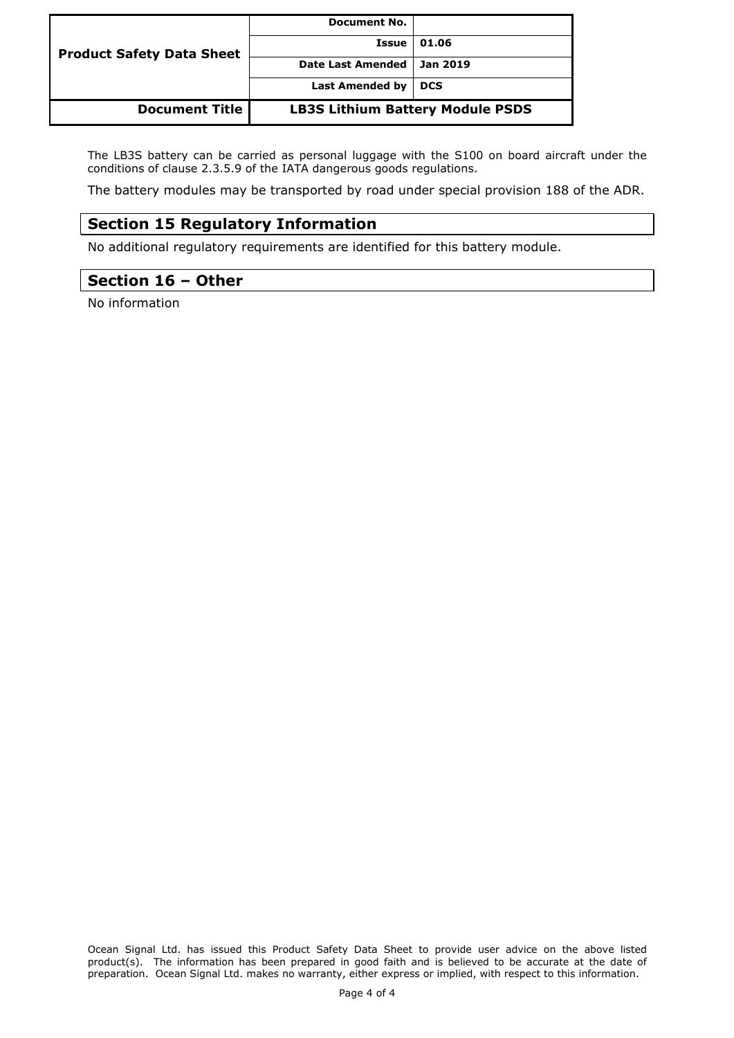The LB3S battery can be carried as personal luggage with the S100 on board aircraft under the conditions of clause 2.3.5.9 of the IATA dangerous goods regulations.

The battery modules may be transported by road under special provision 188 of the ADR.

## Section 15 Regulatory Information

No additional regulatory requirements are identified for this battery module.

## Section 16 – Other

No information

Ocean Signal Ltd. has issued this Product Safety Data Sheet to provide user advice on the above listed product(s). The information has been prepared in good faith and is believed to be accurate at the date of preparation. Ocean Signal Ltd. makes no warranty, either express or implied, with respect to this information.